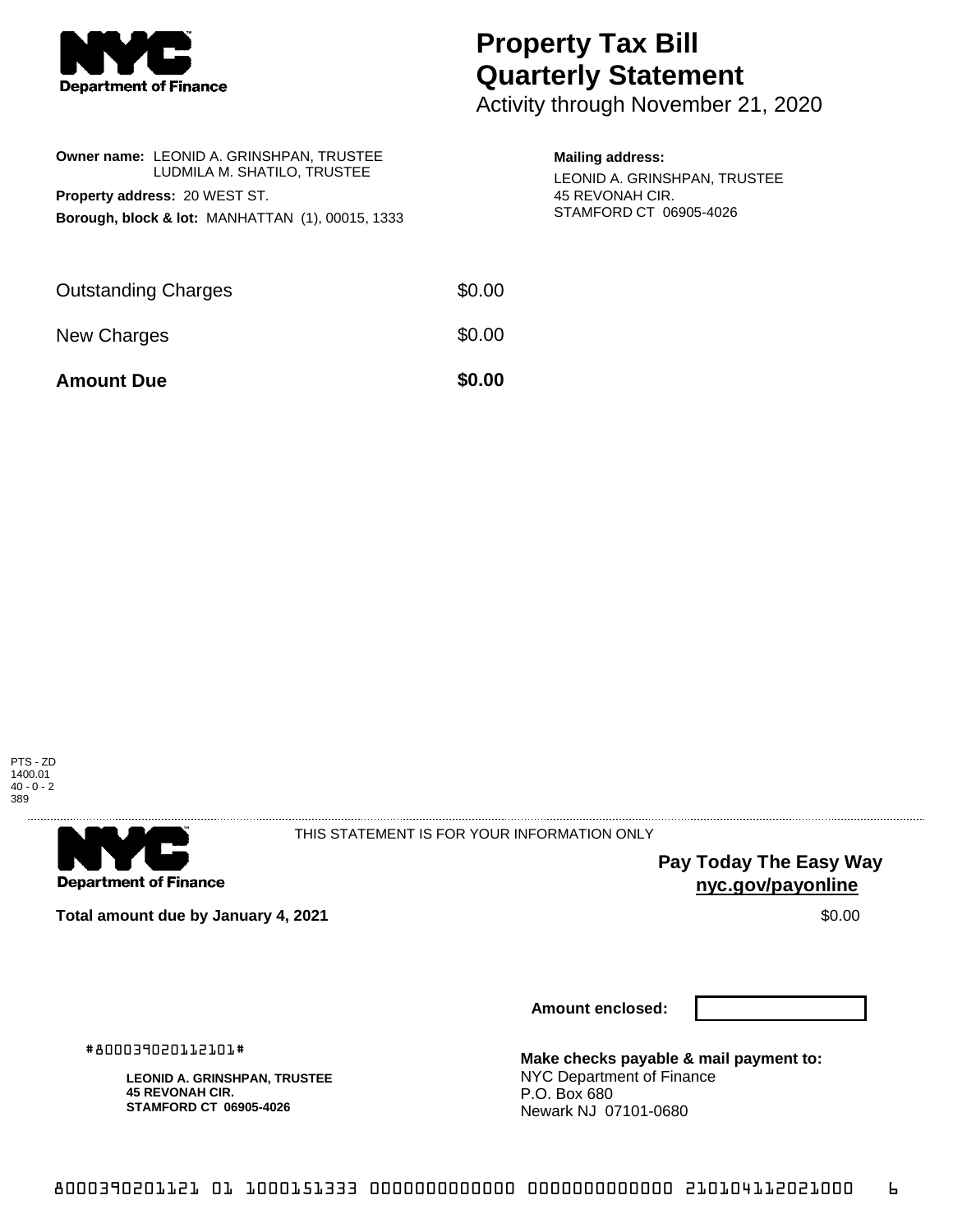NYC Department of Finance

# Property Tax Bill Quarterly Statement

Activity through November 21, 2020

**Owner name:** LEONID A. GRINSHPAN, TRUSTEE
LUDMILA M. SHATILO, TRUSTEE

**Property address:** 20 WEST ST.

**Borough, block & lot:** MANHATTAN (1), 00015, 1333

**Mailing address:**
LEONID A. GRINSHPAN, TRUSTEE
45 REVONAH CIR.
STAMFORD CT 06905-4026

| | |
|---|---|
| Outstanding Charges | $0.00 |
| New Charges | $0.00 |
| **Amount Due** | **$0.00** |

PTS - ZD
1400.01
40 - 0 - 2
389

NYC Department of Finance

THIS STATEMENT IS FOR YOUR INFORMATION ONLY

**Pay Today The Easy Way**
**nyc.gov/payonline**

**Total amount due by January 4, 2021** $0.00

**Amount enclosed:**

#800039020112101#

**LEONID A. GRINSHPAN, TRUSTEE**
**45 REVONAH CIR.**
**STAMFORD CT 06905-4026**

**Make checks payable & mail payment to:**
NYC Department of Finance
P.O. Box 680
Newark NJ 07101-0680

8000390201121 01 1000151333 0000000000000 0000000000000 210104112021000 6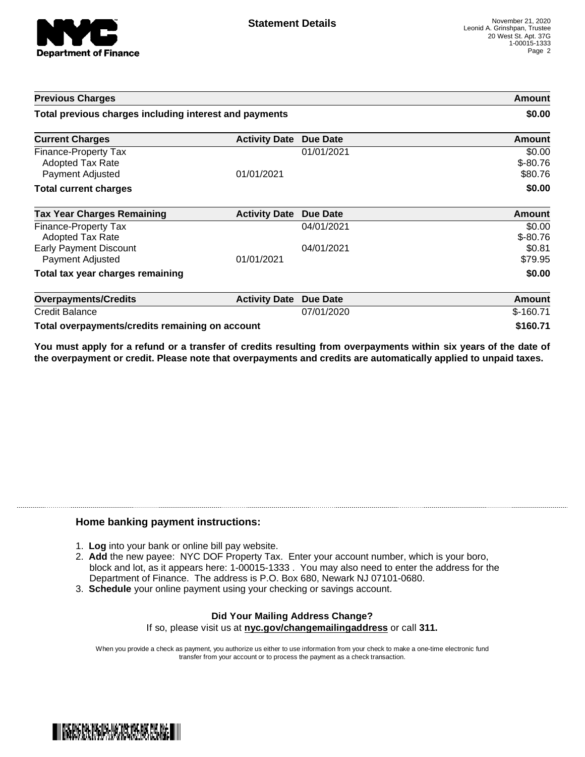| Previous Charges | | | Amount |
|---|---|---|---|
| **Total previous charges including interest and payments** | | | **$0.00** |

| Current Charges | Activity Date | Due Date | Amount |
|---|---|---|---|
| Finance-Property Tax | | 01/01/2021 | $0.00 |
| Adopted Tax Rate | | | $-80.76 |
| Payment Adjusted | 01/01/2021 | | $80.76 |
| **Total current charges** | | | **$0.00** |

| Tax Year Charges Remaining | Activity Date | Due Date | Amount |
|---|---|---|---|
| Finance-Property Tax | | 04/01/2021 | $0.00 |
| Adopted Tax Rate | | | $-80.76 |
| Early Payment Discount | | 04/01/2021 | $0.81 |
| Payment Adjusted | 01/01/2021 | | $79.95 |
| **Total tax year charges remaining** | | | **$0.00** |

| Overpayments/Credits | Activity Date | Due Date | Amount |
|---|---|---|---|
| Credit Balance | | 07/01/2020 | $-160.71 |
| **Total overpayments/credits remaining on account** | | | **$160.71** |

**You must apply for a refund or a transfer of credits resulting from overpayments within six years of the date of the overpayment or credit. Please note that overpayments and credits are automatically applied to unpaid taxes.**

## Home banking payment instructions:

1. **Log** into your bank or online bill pay website.
2. **Add** the new payee: NYC DOF Property Tax. Enter your account number, which is your boro, block and lot, as it appears here: 1-00015-1333 . You may also need to enter the address for the Department of Finance. The address is P.O. Box 680, Newark NJ 07101-0680.
3. **Schedule** your online payment using your checking or savings account.

**Did Your Mailing Address Change?**

If so, please visit us at **nyc.gov/changemailingaddress** or call **311.**

When you provide a check as payment, you authorize us either to use information from your check to make a one-time electronic fund transfer from your account or to process the payment as a check transaction.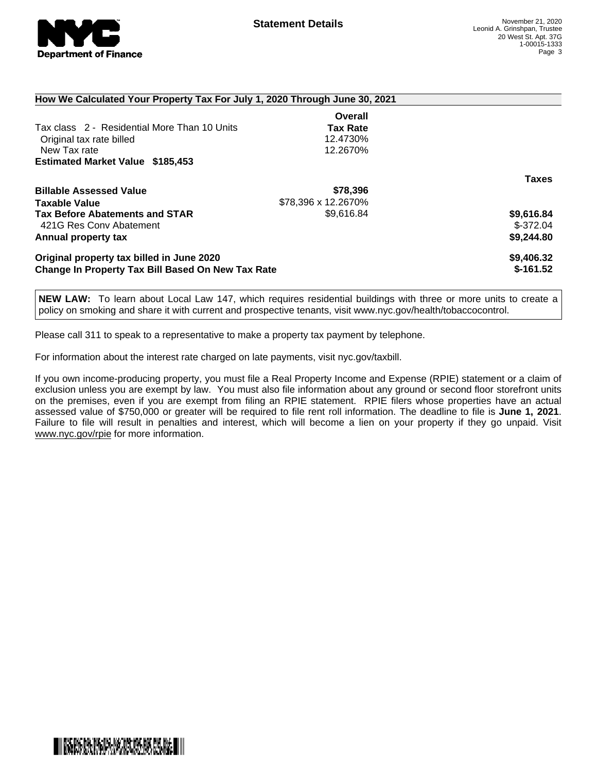## Statement Details

November 21, 2020
Leonid A. Grinshpan, Trustee
20 West St. Apt. 37G
1-00015-1333

### How We Calculated Your Property Tax For July 1, 2020 Through June 30, 2021

| | | |
|---|---|---|
| Tax class 2 - Residential More Than 10 Units | **Overall Tax Rate** | |
| Original tax rate billed | 12.4730% | |
| New Tax rate | 12.2670% | |
| **Estimated Market Value $185,453** | | |
| | | **Taxes** |
| **Billable Assessed Value** | **$78,396** | |
| **Taxable Value** | $78,396 x 12.2670% | |
| **Tax Before Abatements and STAR** | $9,616.84 | **$9,616.84** |
| 421G Res Conv Abatement | | $-372.04 |
| **Annual property tax** | | **$9,244.80** |
| **Original property tax billed in June 2020** | | **$9,406.32** |
| **Change In Property Tax Bill Based On New Tax Rate** | | **$-161.52** |

**NEW LAW:** To learn about Local Law 147, which requires residential buildings with three or more units to create a policy on smoking and share it with current and prospective tenants, visit www.nyc.gov/health/tobaccocontrol.

Please call 311 to speak to a representative to make a property tax payment by telephone.

For information about the interest rate charged on late payments, visit nyc.gov/taxbill.

If you own income-producing property, you must file a Real Property Income and Expense (RPIE) statement or a claim of exclusion unless you are exempt by law. You must also file information about any ground or second floor storefront units on the premises, even if you are exempt from filing an RPIE statement. RPIE filers whose properties have an actual assessed value of $750,000 or greater will be required to file rent roll information. The deadline to file is **June 1, 2021**. Failure to file will result in penalties and interest, which will become a lien on your property if they go unpaid. Visit www.nyc.gov/rpie for more information.